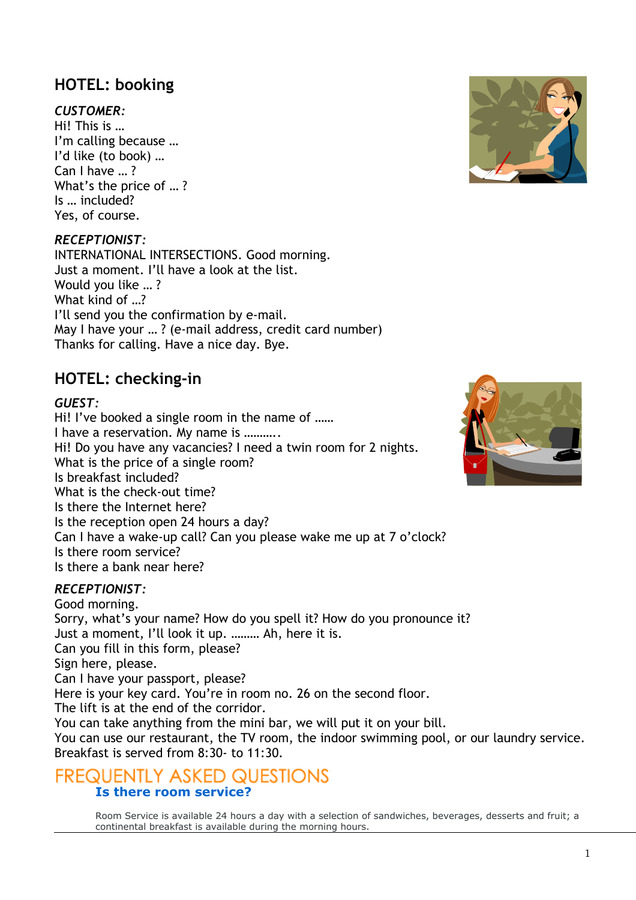## HOTEL: booking

*CUSTOMER:*

Hi! This is …
I'm calling because …
I'd like (to book) …
Can I have … ?
What's the price of … ?
Is … included?
Yes, of course.

*RECEPTIONIST:*

INTERNATIONAL INTERSECTIONS. Good morning.
Just a moment. I'll have a look at the list.
Would you like … ?
What kind of …?
I'll send you the confirmation by e-mail.
May I have your … ? (e-mail address, credit card number)
Thanks for calling. Have a nice day. Bye.

## HOTEL: checking-in

*GUEST:*

Hi! I've booked a single room in the name of ……
I have a reservation. My name is ………..
Hi! Do you have any vacancies? I need a twin room for 2 nights.
What is the price of a single room?
Is breakfast included?
What is the check-out time?
Is there the Internet here?
Is the reception open 24 hours a day?
Can I have a wake-up call? Can you please wake me up at 7 o'clock?
Is there room service?
Is there a bank near here?

*RECEPTIONIST:*

Good morning.
Sorry, what's your name? How do you spell it? How do you pronounce it?
Just a moment, I'll look it up. ……… Ah, here it is.
Can you fill in this form, please?
Sign here, please.
Can I have your passport, please?
Here is your key card. You're in room no. 26 on the second floor.
The lift is at the end of the corridor.
You can take anything from the mini bar, we will put it on your bill.
You can use our restaurant, the TV room, the indoor swimming pool, or our laundry service.
Breakfast is served from 8:30- to 11:30.

## FREQUENTLY ASKED QUESTIONS

### Is there room service?

Room Service is available 24 hours a day with a selection of sandwiches, beverages, desserts and fruit; a continental breakfast is available during the morning hours.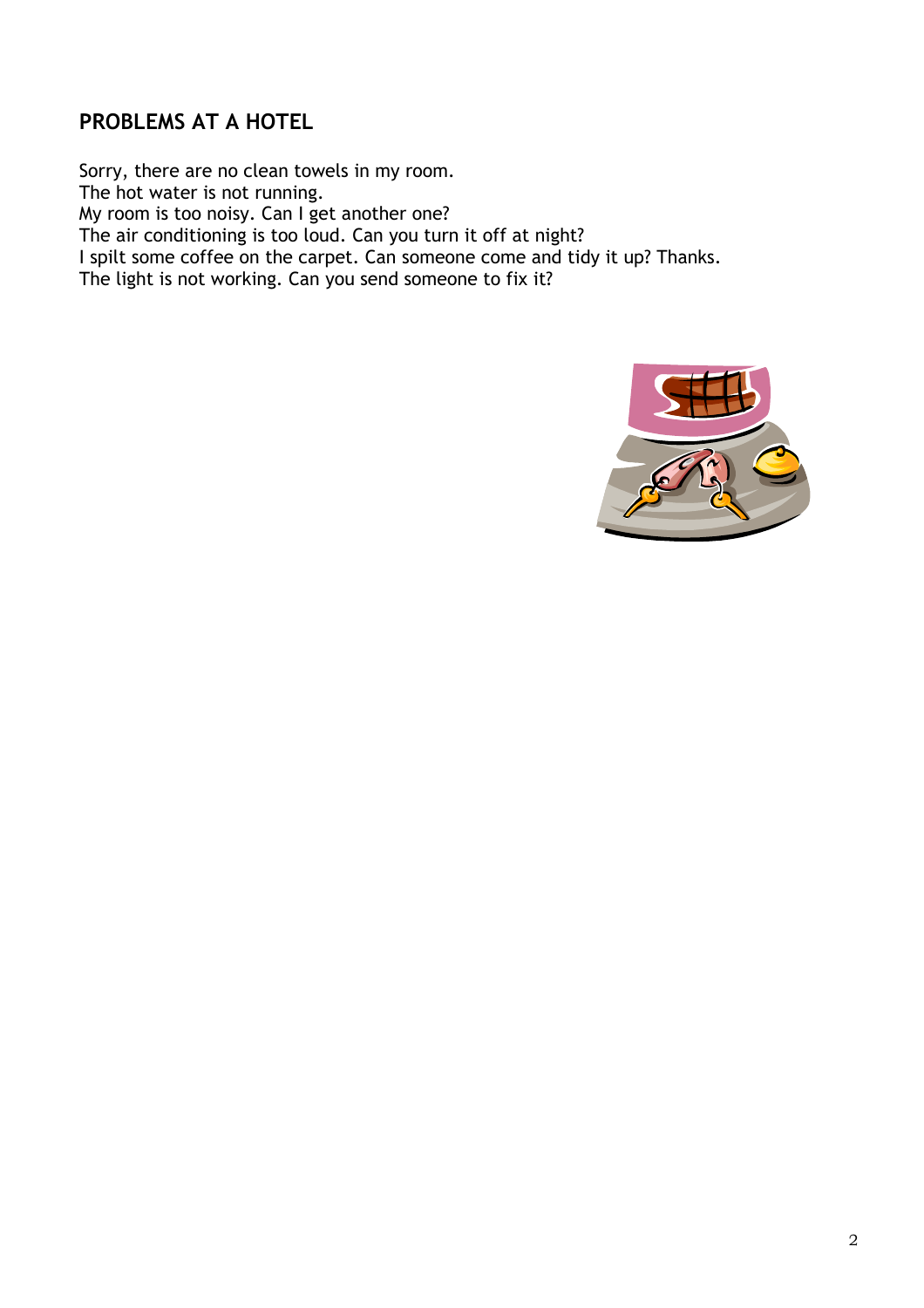## PROBLEMS AT A HOTEL

Sorry, there are no clean towels in my room.
The hot water is not running.
My room is too noisy. Can I get another one?
The air conditioning is too loud. Can you turn it off at night?
I spilt some coffee on the carpet. Can someone come and tidy it up? Thanks.
The light is not working. Can you send someone to fix it?